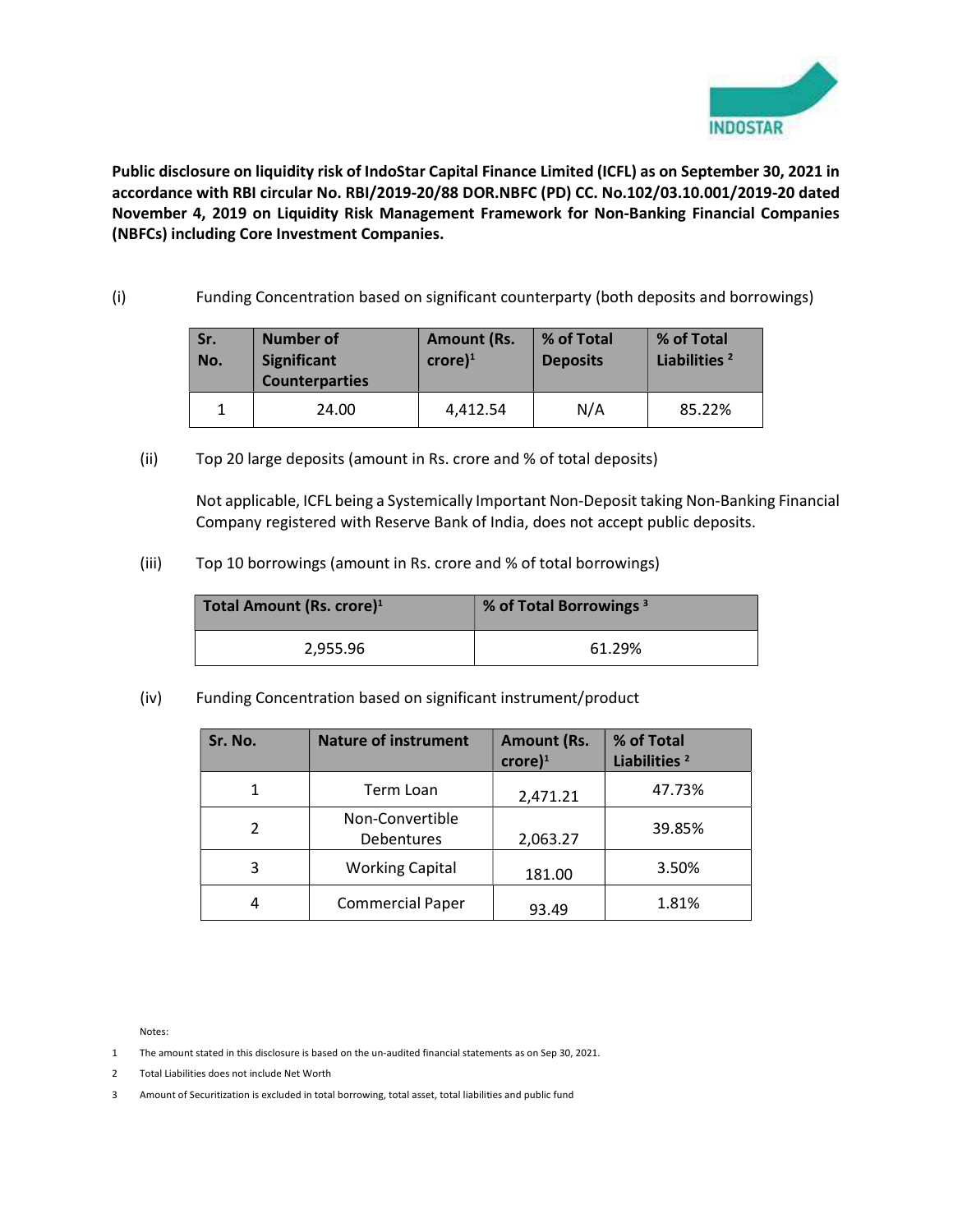**Public disclosure on liquidity risk of IndoStar Capital Finance Limited (ICFL) as on September 30, 2021 in accordance with RBI circular No. RBI/2019-20/88 DOR.NBFC (PD) CC. No.102/03.10.001/2019-20 dated November 4, 2019 on Liquidity Risk Management Framework for Non-Banking Financial Companies (NBFCs) including Core Investment Companies.**

(i) Funding Concentration based on significant counterparty (both deposits and borrowings)

| Sr. No. | Number of Significant Counterparties | Amount (Rs. crore)[1] | % of Total Deposits | % of Total Liabilities [2] |
|---|---|---|---|---|
| 1 | 24.00 | 4,412.54 | N/A | 85.22% |

(ii) Top 20 large deposits (amount in Rs. crore and % of total deposits)

Not applicable, ICFL being a Systemically Important Non-Deposit taking Non-Banking Financial Company registered with Reserve Bank of India, does not accept public deposits.

(iii) Top 10 borrowings (amount in Rs. crore and % of total borrowings)

| Total Amount (Rs. crore)[1] | % of Total Borrowings [3] |
|---|---|
| 2,955.96 | 61.29% |

(iv) Funding Concentration based on significant instrument/product

| Sr. No. | Nature of instrument | Amount (Rs. crore)[1] | % of Total Liabilities [2] |
|---|---|---|---|
| 1 | Term Loan | 2,471.21 | 47.73% |
| 2 | Non-Convertible Debentures | 2,063.27 | 39.85% |
| 3 | Working Capital | 181.00 | 3.50% |
| 4 | Commercial Paper | 93.49 | 1.81% |

Notes:

1 The amount stated in this disclosure is based on the un-audited financial statements as on Sep 30, 2021.

2 Total Liabilities does not include Net Worth

3 Amount of Securitization is excluded in total borrowing, total asset, total liabilities and public fund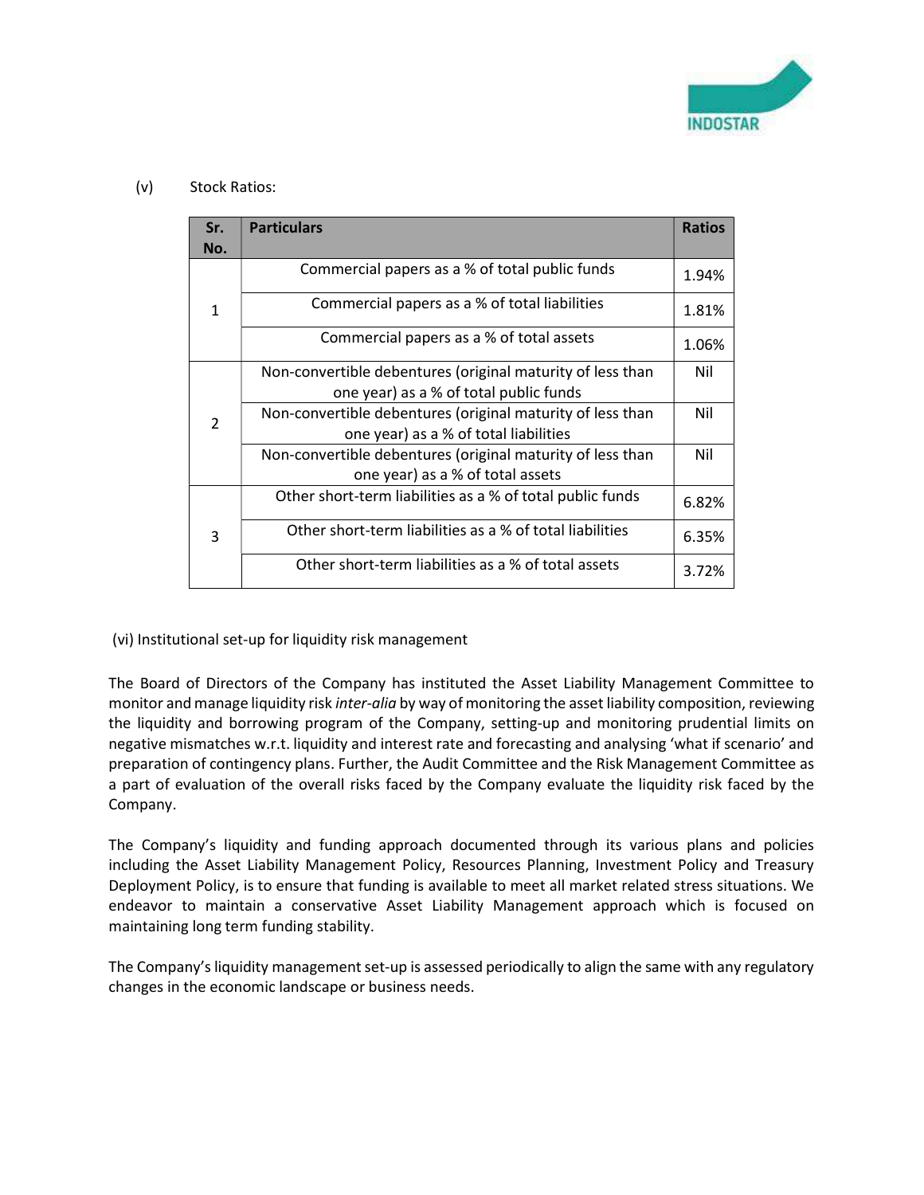(v) Stock Ratios:

| Sr. No. | Particulars | Ratios |
|---|---|---|
| 1 | Commercial papers as a % of total public funds | 1.94% |
| | Commercial papers as a % of total liabilities | 1.81% |
| | Commercial papers as a % of total assets | 1.06% |
| 2 | Non-convertible debentures (original maturity of less than one year) as a % of total public funds | Nil |
| | Non-convertible debentures (original maturity of less than one year) as a % of total liabilities | Nil |
| | Non-convertible debentures (original maturity of less than one year) as a % of total assets | Nil |
| 3 | Other short-term liabilities as a % of total public funds | 6.82% |
| | Other short-term liabilities as a % of total liabilities | 6.35% |
| | Other short-term liabilities as a % of total assets | 3.72% |

(vi) Institutional set-up for liquidity risk management

The Board of Directors of the Company has instituted the Asset Liability Management Committee to monitor and manage liquidity risk *inter-alia* by way of monitoring the asset liability composition, reviewing the liquidity and borrowing program of the Company, setting-up and monitoring prudential limits on negative mismatches w.r.t. liquidity and interest rate and forecasting and analysing 'what if scenario' and preparation of contingency plans. Further, the Audit Committee and the Risk Management Committee as a part of evaluation of the overall risks faced by the Company evaluate the liquidity risk faced by the Company.

The Company's liquidity and funding approach documented through its various plans and policies including the Asset Liability Management Policy, Resources Planning, Investment Policy and Treasury Deployment Policy, is to ensure that funding is available to meet all market related stress situations. We endeavor to maintain a conservative Asset Liability Management approach which is focused on maintaining long term funding stability.

The Company's liquidity management set-up is assessed periodically to align the same with any regulatory changes in the economic landscape or business needs.